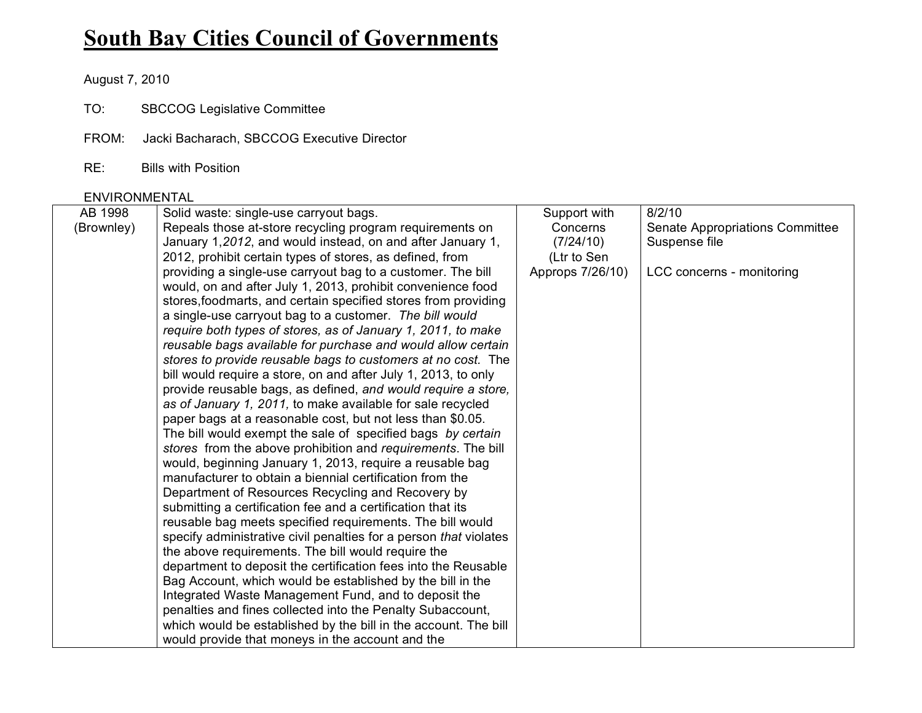# South Bay Cities Council of Governments

August 7, 2010

TO: SBCCOG Legislative Committee

FROM: Jacki Bacharach, SBCCOG Executive Director

RE: Bills with Position

ENVIRONMENTAL

| | | | |
|---|---|---|---|
| AB 1998 (Brownley) | Solid waste: single-use carryout bags. Repeals those at-store recycling program requirements on January 1,*2012*, and would instead, on and after January 1, 2012, prohibit certain types of stores, as defined, from providing a single-use carryout bag to a customer. The bill would, on and after July 1, 2013, prohibit convenience food stores,foodmarts, and certain specified stores from providing a single-use carryout bag to a customer. *The bill would require both types of stores, as of January 1, 2011, to make reusable bags available for purchase and would allow certain stores to provide reusable bags to customers at no cost.* The bill would require a store, on and after July 1, 2013, to only provide reusable bags, as defined, *and would require a store, as of January 1, 2011,* to make available for sale recycled paper bags at a reasonable cost, but not less than $0.05. The bill would exempt the sale of specified bags *by certain stores* from the above prohibition and *requirements*. The bill would, beginning January 1, 2013, require a reusable bag manufacturer to obtain a biennial certification from the Department of Resources Recycling and Recovery by submitting a certification fee and a certification that its reusable bag meets specified requirements. The bill would specify administrative civil penalties for a person *that* violates the above requirements. The bill would require the department to deposit the certification fees into the Reusable Bag Account, which would be established by the bill in the Integrated Waste Management Fund, and to deposit the penalties and fines collected into the Penalty Subaccount, which would be established by the bill in the account. The bill would provide that moneys in the account and the | Support with Concerns (7/24/10) (Ltr to Sen Approps 7/26/10) | 8/2/10 Senate Appropriations Committee Suspense file<br><br>LCC concerns - monitoring |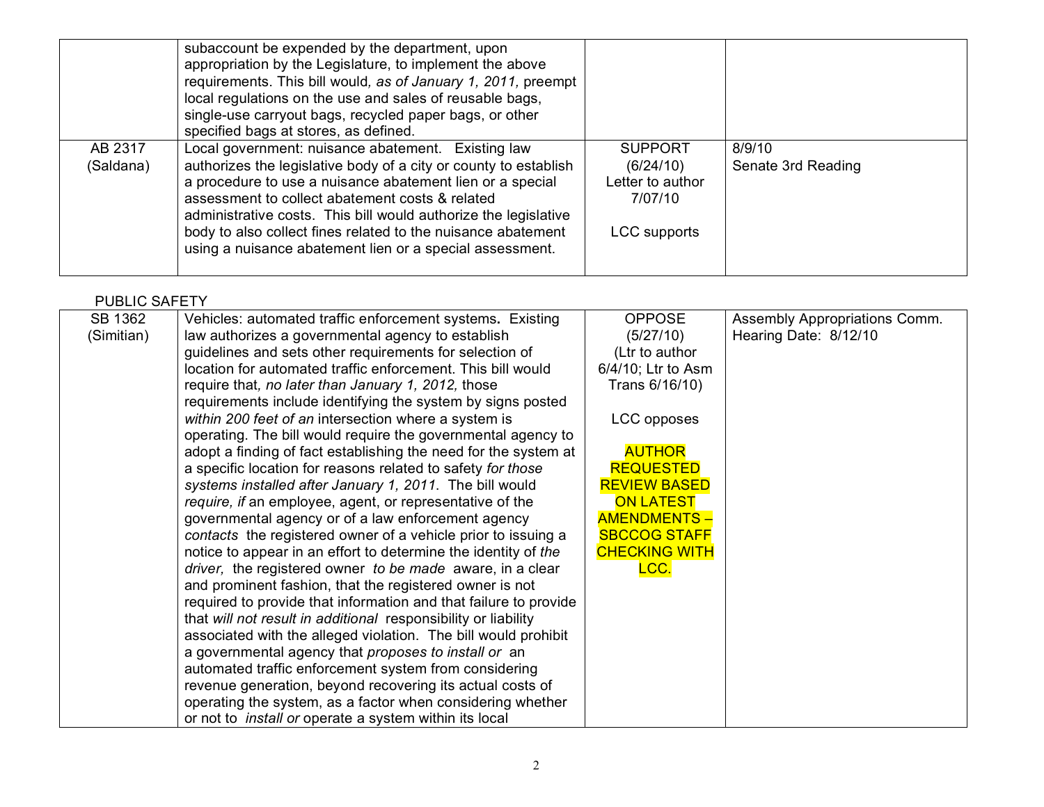| | | | |
|---|---|---|---|
| | subaccount be expended by the department, upon appropriation by the Legislature, to implement the above requirements. This bill would, *as of January 1, 2011,* preempt local regulations on the use and sales of reusable bags, single-use carryout bags, recycled paper bags, or other specified bags at stores, as defined. | | |
| AB 2317 (Saldana) | Local government: nuisance abatement. Existing law authorizes the legislative body of a city or county to establish a procedure to use a nuisance abatement lien or a special assessment to collect abatement costs & related administrative costs. This bill would authorize the legislative body to also collect fines related to the nuisance abatement using a nuisance abatement lien or a special assessment. | SUPPORT (6/24/10) Letter to author 7/07/10<br><br>LCC supports | 8/9/10 Senate 3rd Reading |

PUBLIC SAFETY

| | | | |
|---|---|---|---|
| SB 1362 (Simitian) | Vehicles: automated traffic enforcement systems**.** Existing law authorizes a governmental agency to establish guidelines and sets other requirements for selection of location for automated traffic enforcement. This bill would require that*, no later than January 1, 2012,* those requirements include identifying the system by signs posted *within 200 feet of an* intersection where a system is operating. The bill would require the governmental agency to adopt a finding of fact establishing the need for the system at a specific location for reasons related to safety *for those systems installed after January 1, 2011*. The bill would *require, if* an employee, agent, or representative of the governmental agency or of a law enforcement agency *contacts* the registered owner of a vehicle prior to issuing a notice to appear in an effort to determine the identity of *the driver,* the registered owner *to be made* aware, in a clear and prominent fashion, that the registered owner is not required to provide that information and that failure to provide that *will not result in additional* responsibility or liability associated with the alleged violation. The bill would prohibit a governmental agency that *proposes to install or* an automated traffic enforcement system from considering revenue generation, beyond recovering its actual costs of operating the system, as a factor when considering whether or not to *install or* operate a system within its local | OPPOSE (5/27/10) (Ltr to author 6/4/10; Ltr to Asm Trans 6/16/10)<br><br>LCC opposes<br><br>AUTHOR REQUESTED REVIEW BASED ON LATEST AMENDMENTS – SBCCOG STAFF CHECKING WITH LCC. | Assembly Appropriations Comm. Hearing Date: 8/12/10 |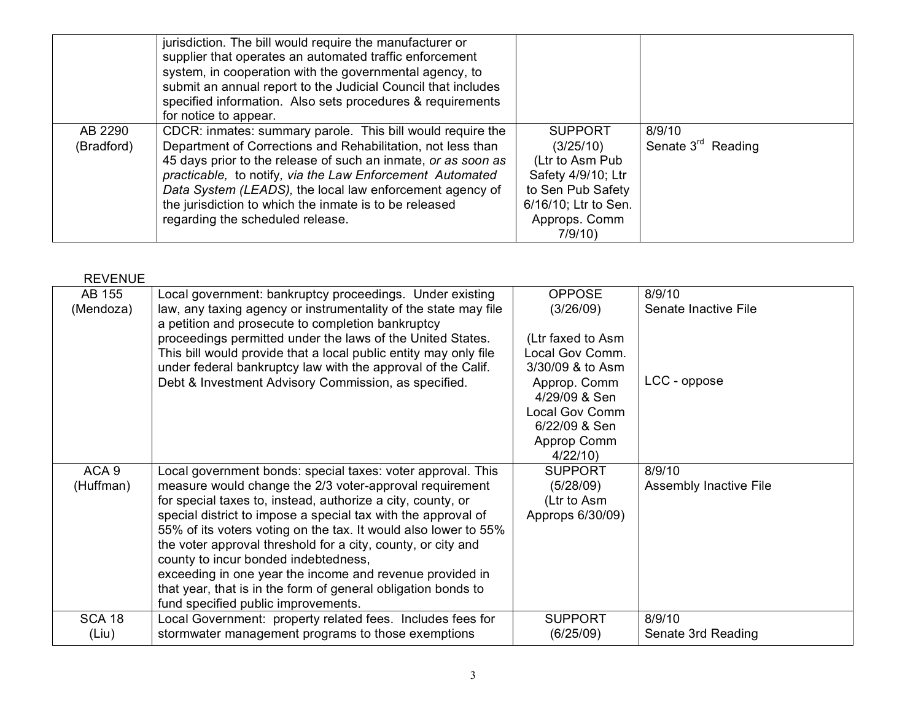| | | | |
|---|---|---|---|
| | jurisdiction. The bill would require the manufacturer or supplier that operates an automated traffic enforcement system, in cooperation with the governmental agency, to submit an annual report to the Judicial Council that includes specified information. Also sets procedures & requirements for notice to appear. | | |
| AB 2290 (Bradford) | CDCR: inmates: summary parole. This bill would require the Department of Corrections and Rehabilitation, not less than 45 days prior to the release of such an inmate, *or as soon as practicable,* to notify*, via the Law Enforcement Automated Data System (LEADS),* the local law enforcement agency of the jurisdiction to which the inmate is to be released regarding the scheduled release. | SUPPORT (3/25/10) (Ltr to Asm Pub Safety 4/9/10; Ltr to Sen Pub Safety 6/16/10; Ltr to Sen. Approps. Comm 7/9/10) | 8/9/10 Senate 3rd Reading |

REVENUE

| | | | |
|---|---|---|---|
| AB 155 (Mendoza) | Local government: bankruptcy proceedings. Under existing law, any taxing agency or instrumentality of the state may file a petition and prosecute to completion bankruptcy proceedings permitted under the laws of the United States. This bill would provide that a local public entity may only file under federal bankruptcy law with the approval of the Calif. Debt & Investment Advisory Commission, as specified. | OPPOSE (3/26/09) (Ltr faxed to Asm Local Gov Comm. 3/30/09 & to Asm Approp. Comm 4/29/09 & Sen Local Gov Comm 6/22/09 & Sen Approp Comm 4/22/10) | 8/9/10 Senate Inactive File LCC - oppose |
| ACA 9 (Huffman) | Local government bonds: special taxes: voter approval. This measure would change the 2/3 voter-approval requirement for special taxes to, instead, authorize a city, county, or special district to impose a special tax with the approval of 55% of its voters voting on the tax. It would also lower to 55% the voter approval threshold for a city, county, or city and county to incur bonded indebtedness, exceeding in one year the income and revenue provided in that year, that is in the form of general obligation bonds to fund specified public improvements. | SUPPORT (5/28/09) (Ltr to Asm Approps 6/30/09) | 8/9/10 Assembly Inactive File |
| SCA 18 (Liu) | Local Government: property related fees. Includes fees for stormwater management programs to those exemptions | SUPPORT (6/25/09) | 8/9/10 Senate 3rd Reading |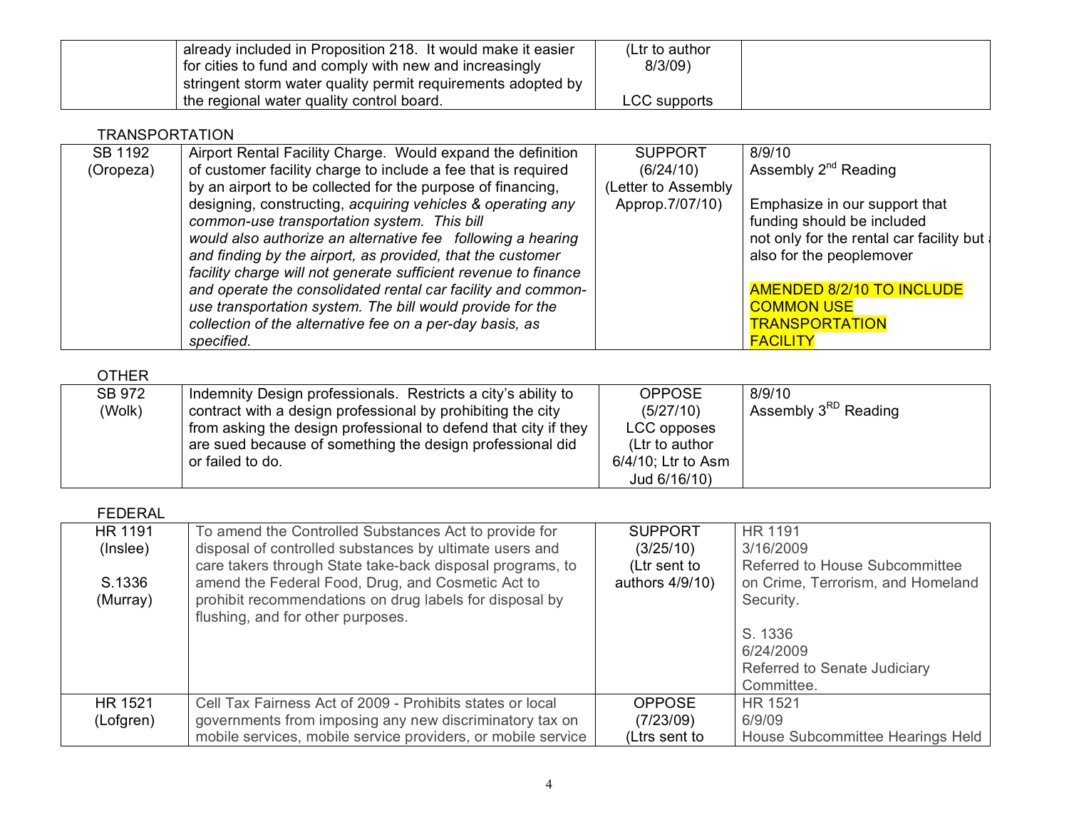| | | | |
|---|---|---|---|
| | already included in Proposition 218. It would make it easier for cities to fund and comply with new and increasingly stringent storm water quality permit requirements adopted by the regional water quality control board. | (Ltr to author 8/3/09)<br><br>LCC supports | |

TRANSPORTATION

| | | | |
|---|---|---|---|
| SB 1192 (Oropeza) | Airport Rental Facility Charge. Would expand the definition of customer facility charge to include a fee that is required by an airport to be collected for the purpose of financing, designing, constructing, *acquiring vehicles & operating any common-use transportation system. This bill would also authorize an alternative fee following a hearing and finding by the airport, as provided, that the customer facility charge will not generate sufficient revenue to finance and operate the consolidated rental car facility and common-use transportation system. The bill would provide for the collection of the alternative fee on a per-day basis, as specified.* | SUPPORT (6/24/10) (Letter to Assembly Approp.7/07/10) | 8/9/10<br>Assembly 2[nd] Reading<br><br>Emphasize in our support that funding should be included not only for the rental car facility but also for the peoplemover<br><br>AMENDED 8/2/10 TO INCLUDE COMMON USE TRANSPORTATION FACILITY |

OTHER

| | | | |
|---|---|---|---|
| SB 972 (Wolk) | Indemnity Design professionals. Restricts a city's ability to contract with a design professional by prohibiting the city from asking the design professional to defend that city if they are sued because of something the design professional did or failed to do. | OPPOSE (5/27/10) LCC opposes (Ltr to author 6/4/10; Ltr to Asm Jud 6/16/10) | 8/9/10<br>Assembly 3[RD] Reading |

FEDERAL

| | | | |
|---|---|---|---|
| HR 1191 (Inslee)<br><br>S.1336 (Murray) | To amend the Controlled Substances Act to provide for disposal of controlled substances by ultimate users and care takers through State take-back disposal programs, to amend the Federal Food, Drug, and Cosmetic Act to prohibit recommendations on drug labels for disposal by flushing, and for other purposes. | SUPPORT (3/25/10) (Ltr sent to authors 4/9/10) | HR 1191<br>3/16/2009<br>Referred to House Subcommittee on Crime, Terrorism, and Homeland Security.<br><br>S. 1336<br>6/24/2009<br>Referred to Senate Judiciary Committee. |
| HR 1521 (Lofgren) | Cell Tax Fairness Act of 2009 - Prohibits states or local governments from imposing any new discriminatory tax on mobile services, mobile service providers, or mobile service | OPPOSE (7/23/09) (Ltrs sent to | HR 1521<br>6/9/09<br>House Subcommittee Hearings Held |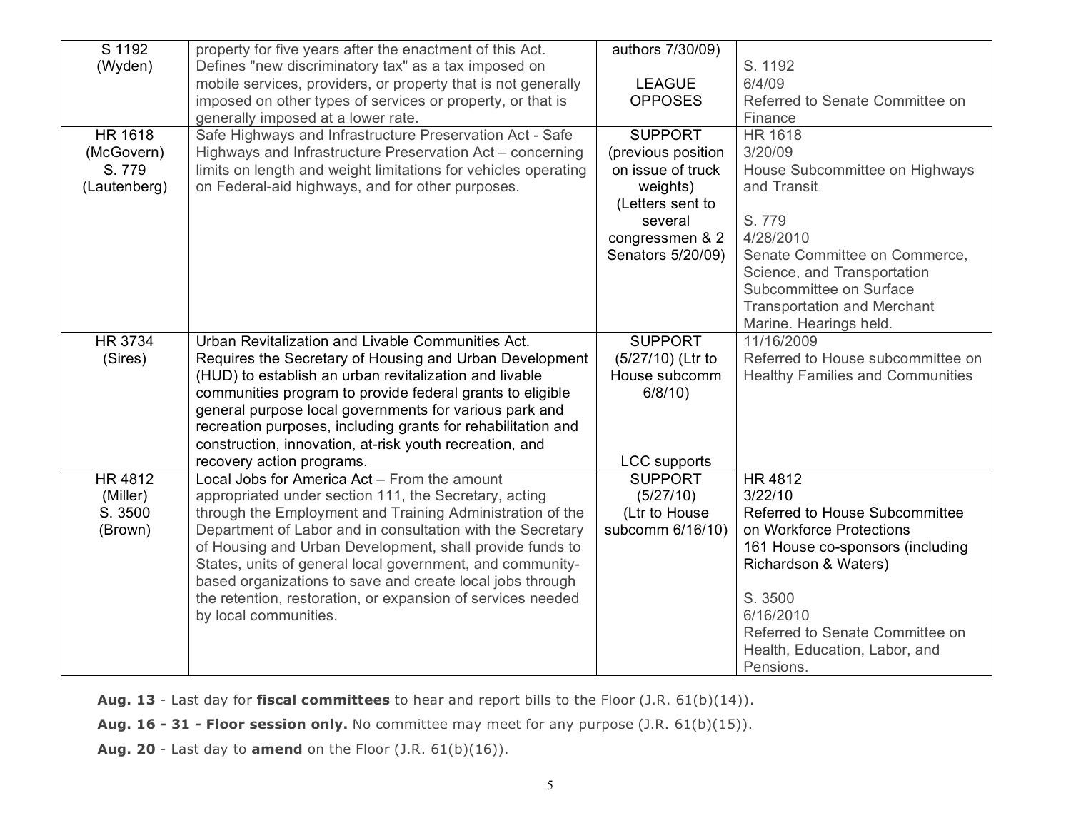| | | | |
|---|---|---|---|
| S 1192 (Wyden) | property for five years after the enactment of this Act. Defines "new discriminatory tax" as a tax imposed on mobile services, providers, or property that is not generally imposed on other types of services or property, or that is generally imposed at a lower rate. | authors 7/30/09)<br><br>LEAGUE OPPOSES | S. 1192<br>6/4/09<br>Referred to Senate Committee on Finance |
| HR 1618 (McGovern)<br>S. 779 (Lautenberg) | Safe Highways and Infrastructure Preservation Act - Safe Highways and Infrastructure Preservation Act – concerning limits on length and weight limitations for vehicles operating on Federal-aid highways, and for other purposes. | SUPPORT (previous position on issue of truck weights) (Letters sent to several congressmen & 2 Senators 5/20/09) | HR 1618<br>3/20/09<br>House Subcommittee on Highways and Transit<br><br>S. 779<br>4/28/2010<br>Senate Committee on Commerce, Science, and Transportation Subcommittee on Surface Transportation and Merchant Marine. Hearings held. |
| HR 3734 (Sires) | Urban Revitalization and Livable Communities Act. Requires the Secretary of Housing and Urban Development (HUD) to establish an urban revitalization and livable communities program to provide federal grants to eligible general purpose local governments for various park and recreation purposes, including grants for rehabilitation and construction, innovation, at-risk youth recreation, and recovery action programs. | SUPPORT (5/27/10) (Ltr to House subcomm 6/8/10)<br><br>LCC supports | 11/16/2009<br>Referred to House subcommittee on Healthy Families and Communities |
| HR 4812 (Miller)<br>S. 3500 (Brown) | Local Jobs for America Act – From the amount appropriated under section 111, the Secretary, acting through the Employment and Training Administration of the Department of Labor and in consultation with the Secretary of Housing and Urban Development, shall provide funds to States, units of general local government, and community-based organizations to save and create local jobs through the retention, restoration, or expansion of services needed by local communities. | SUPPORT (5/27/10) (Ltr to House subcomm 6/16/10) | HR 4812<br>3/22/10<br>Referred to House Subcommittee on Workforce Protections<br>161 House co-sponsors (including Richardson & Waters)<br><br>S. 3500<br>6/16/2010<br>Referred to Senate Committee on Health, Education, Labor, and Pensions. |

**Aug. 13** - Last day for **fiscal committees** to hear and report bills to the Floor (J.R. 61(b)(14)).

**Aug. 16 - 31 - Floor session only.** No committee may meet for any purpose (J.R. 61(b)(15)).

**Aug. 20** - Last day to **amend** on the Floor (J.R. 61(b)(16)).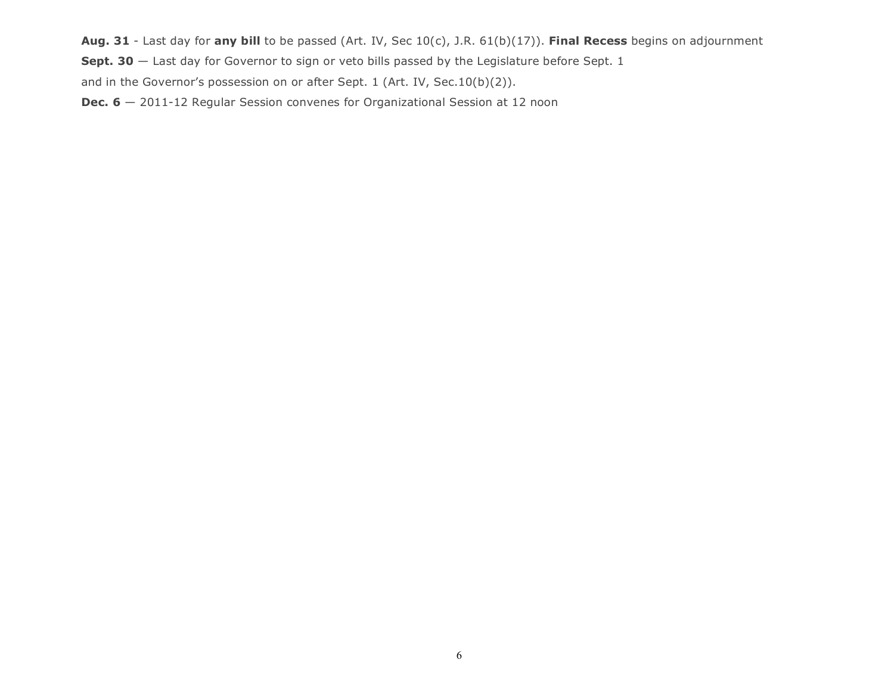**Aug. 31** - Last day for **any bill** to be passed (Art. IV, Sec 10(c), J.R. 61(b)(17)). **Final Recess** begins on adjournment

**Sept. 30** — Last day for Governor to sign or veto bills passed by the Legislature before Sept. 1 and in the Governor's possession on or after Sept. 1 (Art. IV, Sec.10(b)(2)).

**Dec. 6** — 2011-12 Regular Session convenes for Organizational Session at 12 noon